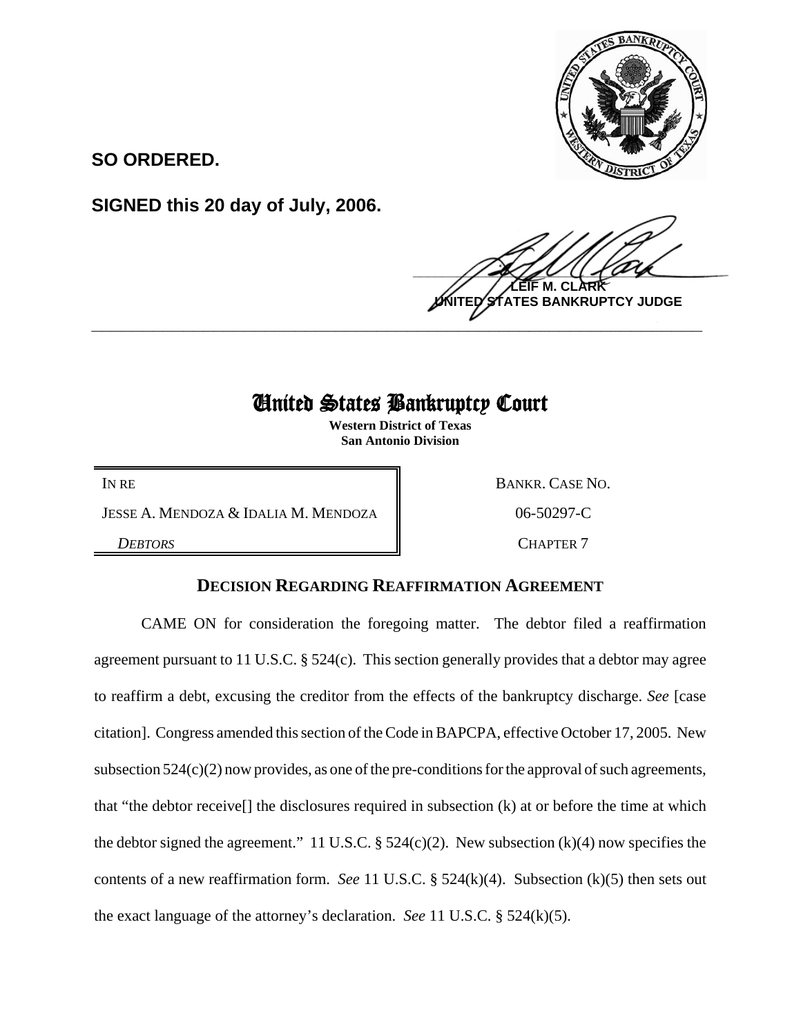**SO ORDERED.**

**SIGNED this 20 day of July, 2006.**

**LEIF M. CLARK**
**UNITED STATES BANKRUPTCY JUDGE**

---

# United States Bankruptcy Court

**Western District of Texas**
**San Antonio Division**

| | |
|---|---|
| IN RE | BANKR. CASE NO. |
| JESSE A. MENDOZA & IDALIA M. MENDOZA | 06-50297-C |
| *DEBTORS* | CHAPTER 7 |

## DECISION REGARDING REAFFIRMATION AGREEMENT

CAME ON for consideration the foregoing matter. The debtor filed a reaffirmation agreement pursuant to 11 U.S.C. § 524(c). This section generally provides that a debtor may agree to reaffirm a debt, excusing the creditor from the effects of the bankruptcy discharge. *See* [case citation]. Congress amended this section of the Code in BAPCPA, effective October 17, 2005. New subsection 524(c)(2) now provides, as one of the pre-conditions for the approval of such agreements, that "the debtor receive[] the disclosures required in subsection (k) at or before the time at which the debtor signed the agreement." 11 U.S.C. § 524(c)(2). New subsection (k)(4) now specifies the contents of a new reaffirmation form. *See* 11 U.S.C. § 524(k)(4). Subsection (k)(5) then sets out the exact language of the attorney's declaration. *See* 11 U.S.C. § 524(k)(5).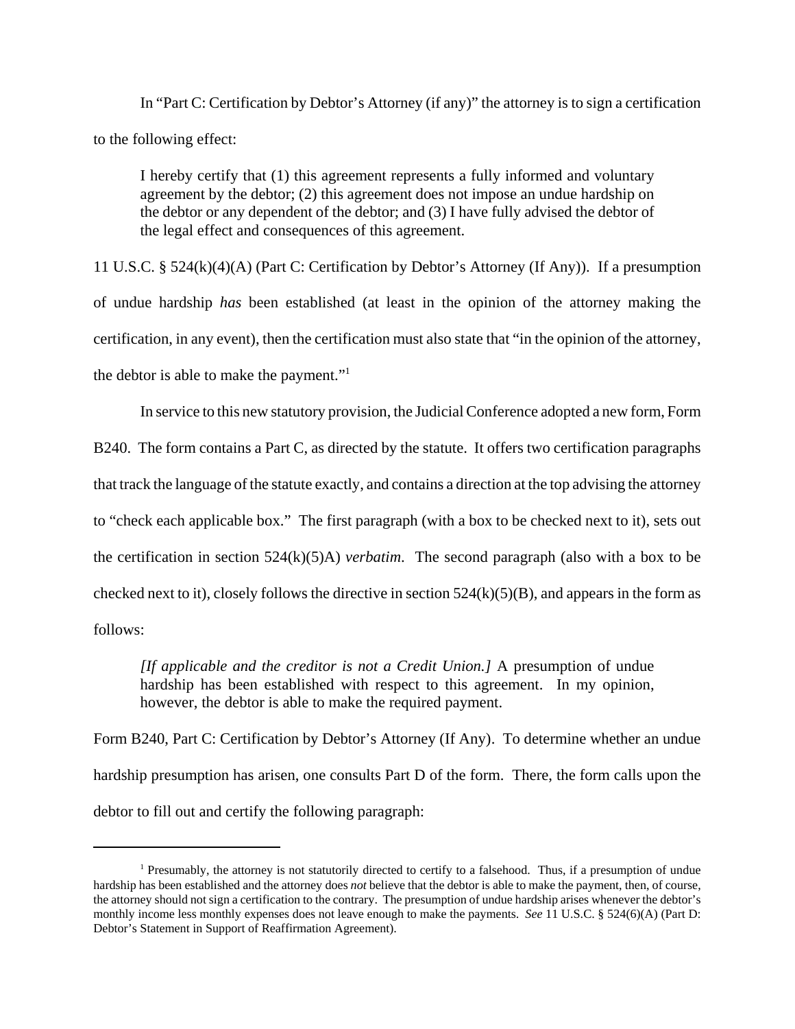In "Part C: Certification by Debtor's Attorney (if any)" the attorney is to sign a certification to the following effect:

> I hereby certify that (1) this agreement represents a fully informed and voluntary agreement by the debtor; (2) this agreement does not impose an undue hardship on the debtor or any dependent of the debtor; and (3) I have fully advised the debtor of the legal effect and consequences of this agreement.

11 U.S.C. § 524(k)(4)(A) (Part C: Certification by Debtor's Attorney (If Any)). If a presumption of undue hardship *has* been established (at least in the opinion of the attorney making the certification, in any event), then the certification must also state that "in the opinion of the attorney, the debtor is able to make the payment."[1]

In service to this new statutory provision, the Judicial Conference adopted a new form, Form B240. The form contains a Part C, as directed by the statute. It offers two certification paragraphs that track the language of the statute exactly, and contains a direction at the top advising the attorney to "check each applicable box." The first paragraph (with a box to be checked next to it), sets out the certification in section 524(k)(5)A) *verbatim*. The second paragraph (also with a box to be checked next to it), closely follows the directive in section 524(k)(5)(B), and appears in the form as follows:

> *[If applicable and the creditor is not a Credit Union.]* A presumption of undue hardship has been established with respect to this agreement. In my opinion, however, the debtor is able to make the required payment.

Form B240, Part C: Certification by Debtor's Attorney (If Any). To determine whether an undue hardship presumption has arisen, one consults Part D of the form. There, the form calls upon the debtor to fill out and certify the following paragraph:

---

[1] Presumably, the attorney is not statutorily directed to certify to a falsehood. Thus, if a presumption of undue hardship has been established and the attorney does *not* believe that the debtor is able to make the payment, then, of course, the attorney should not sign a certification to the contrary. The presumption of undue hardship arises whenever the debtor's monthly income less monthly expenses does not leave enough to make the payments. *See* 11 U.S.C. § 524(6)(A) (Part D: Debtor's Statement in Support of Reaffirmation Agreement).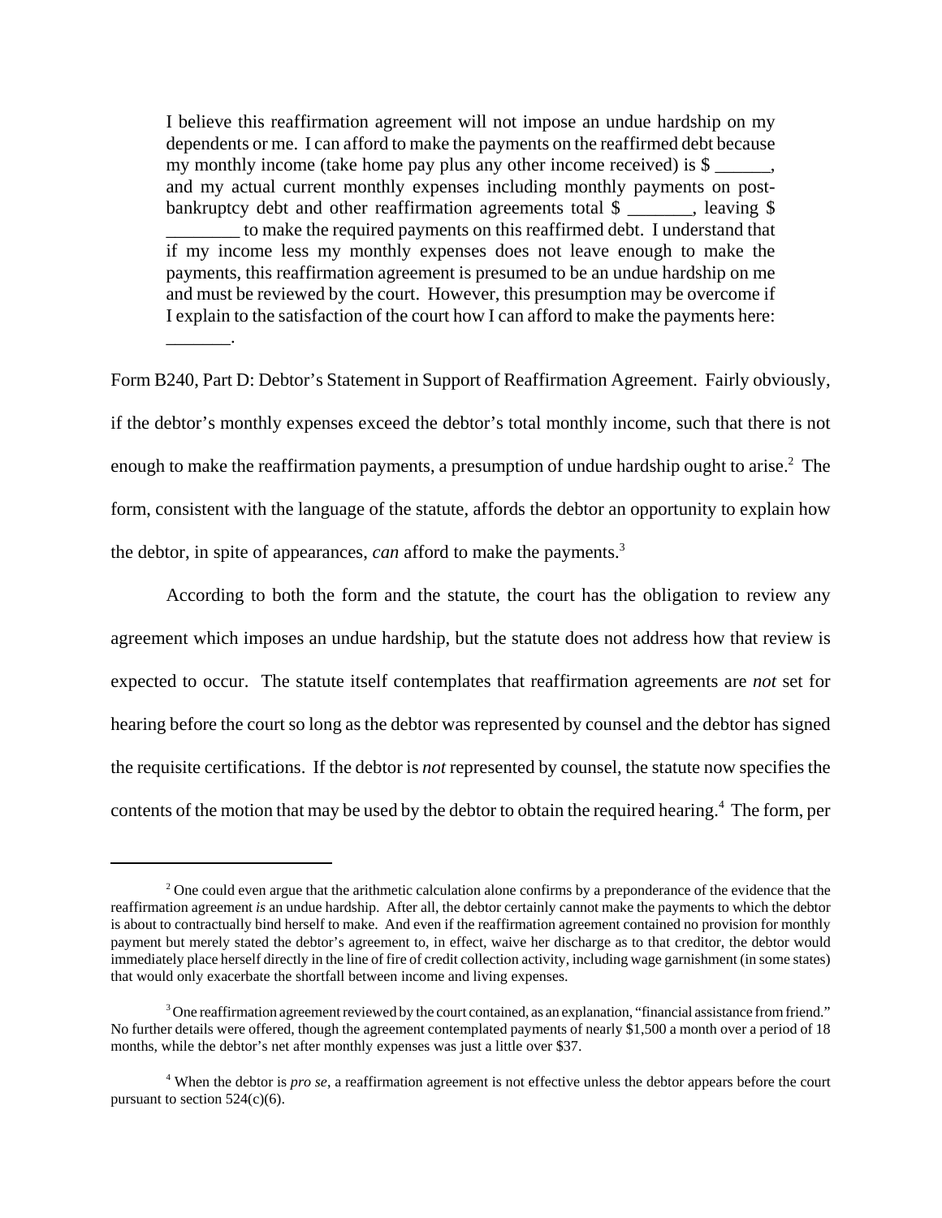> I believe this reaffirmation agreement will not impose an undue hardship on my dependents or me. I can afford to make the payments on the reaffirmed debt because my monthly income (take home pay plus any other income received) is $ ______, and my actual current monthly expenses including monthly payments on post-bankruptcy debt and other reaffirmation agreements total $ _______, leaving $ ________ to make the required payments on this reaffirmed debt. I understand that if my income less my monthly expenses does not leave enough to make the payments, this reaffirmation agreement is presumed to be an undue hardship on me and must be reviewed by the court. However, this presumption may be overcome if I explain to the satisfaction of the court how I can afford to make the payments here: _______.

Form B240, Part D: Debtor's Statement in Support of Reaffirmation Agreement. Fairly obviously, if the debtor's monthly expenses exceed the debtor's total monthly income, such that there is not enough to make the reaffirmation payments, a presumption of undue hardship ought to arise.[2] The form, consistent with the language of the statute, affords the debtor an opportunity to explain how the debtor, in spite of appearances, *can* afford to make the payments.[3]

According to both the form and the statute, the court has the obligation to review any agreement which imposes an undue hardship, but the statute does not address how that review is expected to occur. The statute itself contemplates that reaffirmation agreements are *not* set for hearing before the court so long as the debtor was represented by counsel and the debtor has signed the requisite certifications. If the debtor is *not* represented by counsel, the statute now specifies the contents of the motion that may be used by the debtor to obtain the required hearing.[4] The form, per

---

[2] One could even argue that the arithmetic calculation alone confirms by a preponderance of the evidence that the reaffirmation agreement *is* an undue hardship. After all, the debtor certainly cannot make the payments to which the debtor is about to contractually bind herself to make. And even if the reaffirmation agreement contained no provision for monthly payment but merely stated the debtor's agreement to, in effect, waive her discharge as to that creditor, the debtor would immediately place herself directly in the line of fire of credit collection activity, including wage garnishment (in some states) that would only exacerbate the shortfall between income and living expenses.

[3] One reaffirmation agreement reviewed by the court contained, as an explanation, "financial assistance from friend." No further details were offered, though the agreement contemplated payments of nearly $1,500 a month over a period of 18 months, while the debtor's net after monthly expenses was just a little over $37.

[4] When the debtor is *pro se*, a reaffirmation agreement is not effective unless the debtor appears before the court pursuant to section 524(c)(6).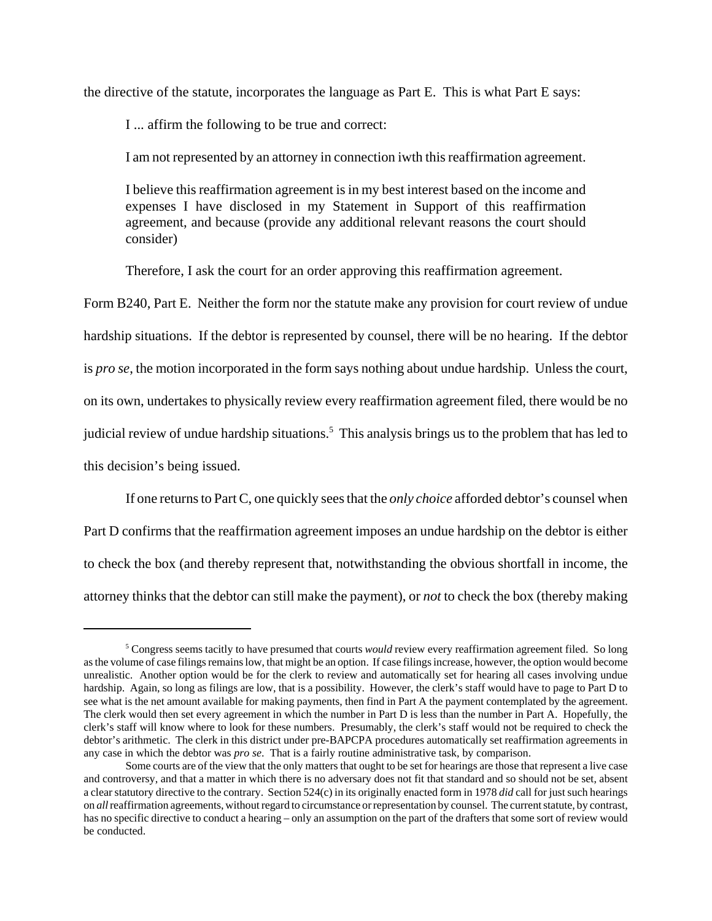the directive of the statute, incorporates the language as Part E. This is what Part E says:

> I ... affirm the following to be true and correct:
>
> I am not represented by an attorney in connection iwth this reaffirmation agreement.
>
> I believe this reaffirmation agreement is in my best interest based on the income and expenses I have disclosed in my Statement in Support of this reaffirmation agreement, and because (provide any additional relevant reasons the court should consider)
>
> Therefore, I ask the court for an order approving this reaffirmation agreement.

Form B240, Part E. Neither the form nor the statute make any provision for court review of undue hardship situations. If the debtor is represented by counsel, there will be no hearing. If the debtor is *pro se*, the motion incorporated in the form says nothing about undue hardship. Unless the court, on its own, undertakes to physically review every reaffirmation agreement filed, there would be no judicial review of undue hardship situations.[5] This analysis brings us to the problem that has led to this decision's being issued.

If one returns to Part C, one quickly sees that the *only choice* afforded debtor's counsel when Part D confirms that the reaffirmation agreement imposes an undue hardship on the debtor is either to check the box (and thereby represent that, notwithstanding the obvious shortfall in income, the attorney thinks that the debtor can still make the payment), or *not* to check the box (thereby making

---

[5] Congress seems tacitly to have presumed that courts *would* review every reaffirmation agreement filed. So long as the volume of case filings remains low, that might be an option. If case filings increase, however, the option would become unrealistic. Another option would be for the clerk to review and automatically set for hearing all cases involving undue hardship. Again, so long as filings are low, that is a possibility. However, the clerk's staff would have to page to Part D to see what is the net amount available for making payments, then find in Part A the payment contemplated by the agreement. The clerk would then set every agreement in which the number in Part D is less than the number in Part A. Hopefully, the clerk's staff will know where to look for these numbers. Presumably, the clerk's staff would not be required to check the debtor's arithmetic. The clerk in this district under pre-BAPCPA procedures automatically set reaffirmation agreements in any case in which the debtor was *pro se*. That is a fairly routine administrative task, by comparison.

Some courts are of the view that the only matters that ought to be set for hearings are those that represent a live case and controversy, and that a matter in which there is no adversary does not fit that standard and so should not be set, absent a clear statutory directive to the contrary. Section 524(c) in its originally enacted form in 1978 *did* call for just such hearings on *all* reaffirmation agreements, without regard to circumstance or representation by counsel. The current statute, by contrast, has no specific directive to conduct a hearing – only an assumption on the part of the drafters that some sort of review would be conducted.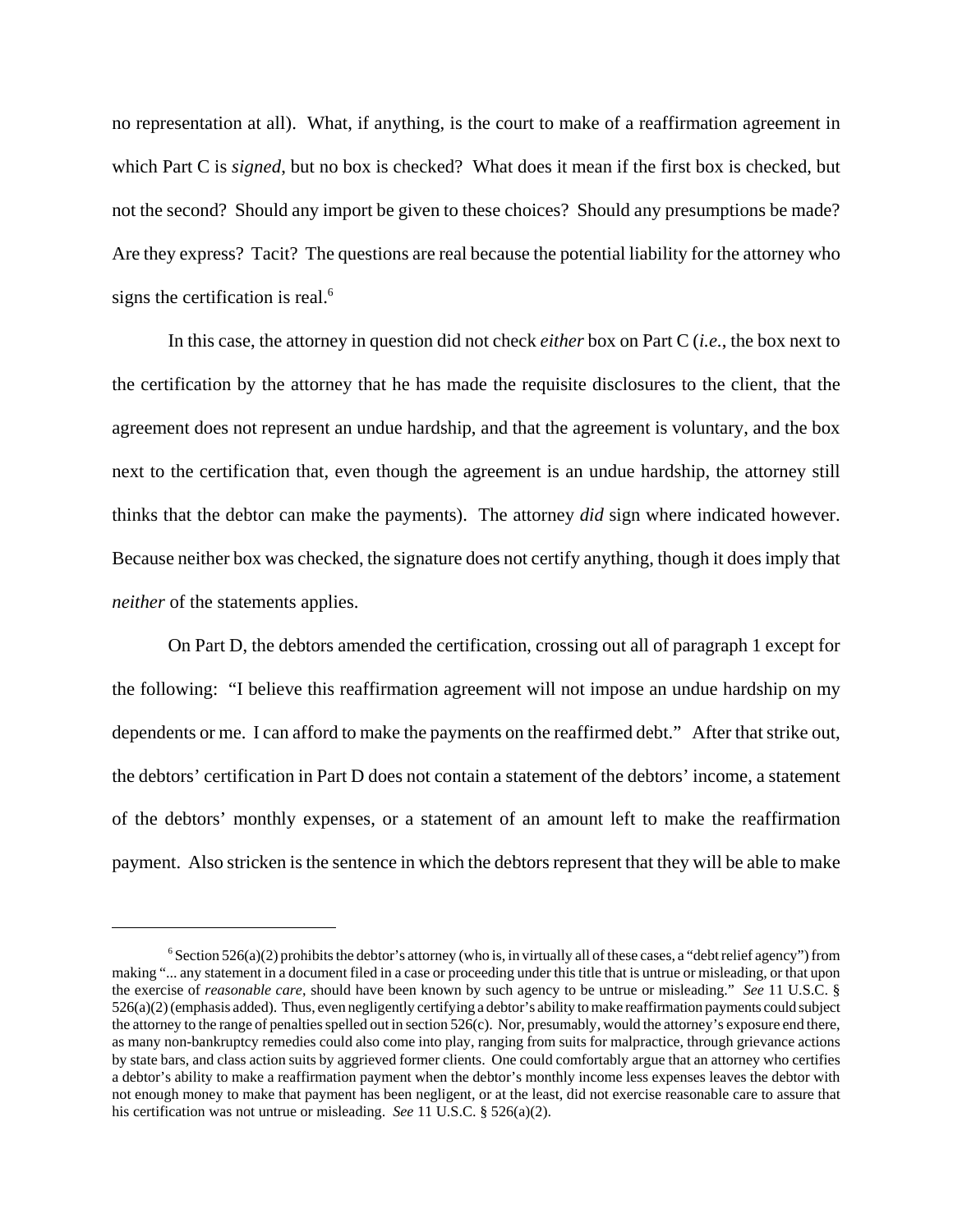no representation at all). What, if anything, is the court to make of a reaffirmation agreement in which Part C is *signed*, but no box is checked? What does it mean if the first box is checked, but not the second? Should any import be given to these choices? Should any presumptions be made? Are they express? Tacit? The questions are real because the potential liability for the attorney who signs the certification is real.[6]

In this case, the attorney in question did not check *either* box on Part C (*i.e.*, the box next to the certification by the attorney that he has made the requisite disclosures to the client, that the agreement does not represent an undue hardship, and that the agreement is voluntary, and the box next to the certification that, even though the agreement is an undue hardship, the attorney still thinks that the debtor can make the payments). The attorney *did* sign where indicated however. Because neither box was checked, the signature does not certify anything, though it does imply that *neither* of the statements applies.

On Part D, the debtors amended the certification, crossing out all of paragraph 1 except for the following: "I believe this reaffirmation agreement will not impose an undue hardship on my dependents or me. I can afford to make the payments on the reaffirmed debt." After that strike out, the debtors' certification in Part D does not contain a statement of the debtors' income, a statement of the debtors' monthly expenses, or a statement of an amount left to make the reaffirmation payment. Also stricken is the sentence in which the debtors represent that they will be able to make

---

[6] Section 526(a)(2) prohibits the debtor's attorney (who is, in virtually all of these cases, a "debt relief agency") from making "... any statement in a document filed in a case or proceeding under this title that is untrue or misleading, or that upon the exercise of *reasonable care*, should have been known by such agency to be untrue or misleading." *See* 11 U.S.C. § 526(a)(2) (emphasis added). Thus, even negligently certifying a debtor's ability to make reaffirmation payments could subject the attorney to the range of penalties spelled out in section 526(c). Nor, presumably, would the attorney's exposure end there, as many non-bankruptcy remedies could also come into play, ranging from suits for malpractice, through grievance actions by state bars, and class action suits by aggrieved former clients. One could comfortably argue that an attorney who certifies a debtor's ability to make a reaffirmation payment when the debtor's monthly income less expenses leaves the debtor with not enough money to make that payment has been negligent, or at the least, did not exercise reasonable care to assure that his certification was not untrue or misleading. *See* 11 U.S.C. § 526(a)(2).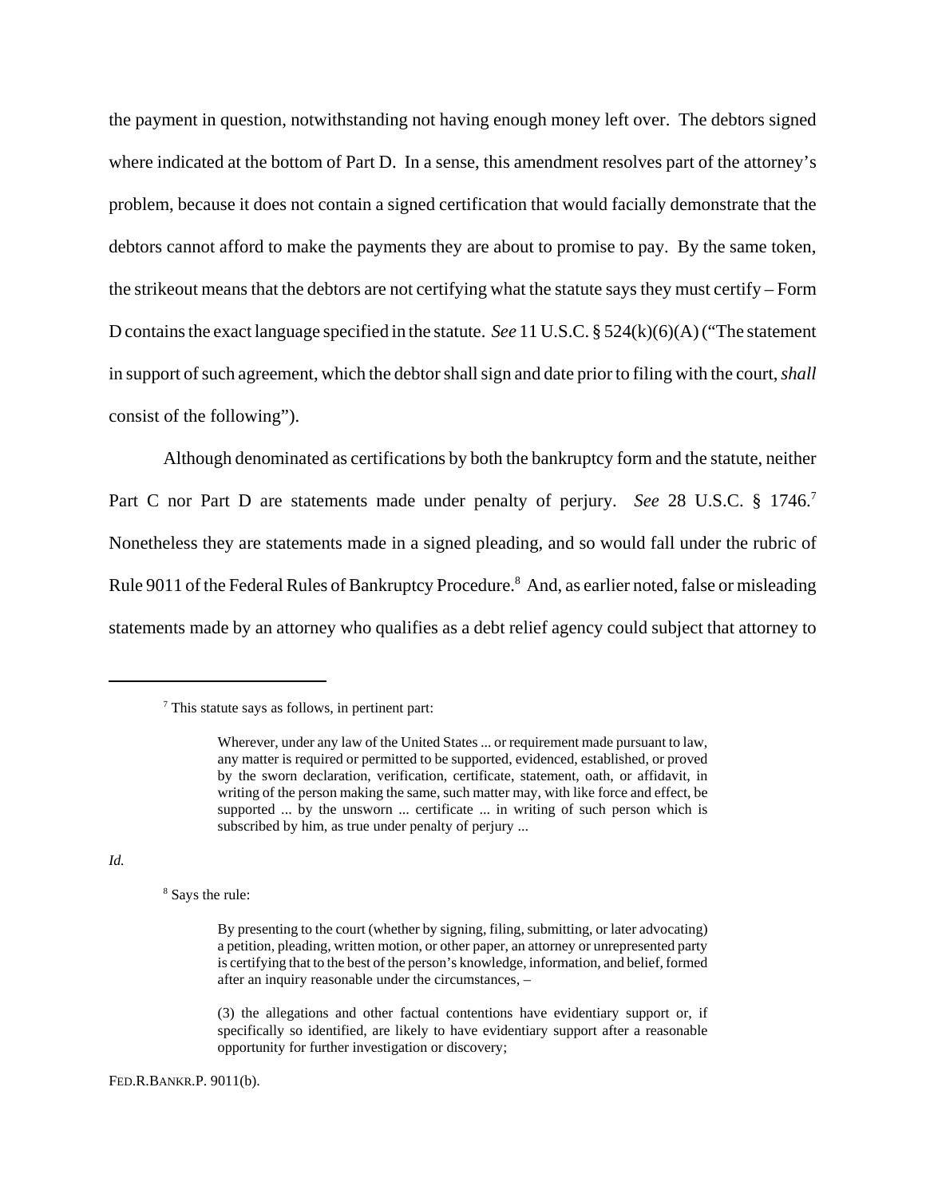the payment in question, notwithstanding not having enough money left over. The debtors signed where indicated at the bottom of Part D. In a sense, this amendment resolves part of the attorney's problem, because it does not contain a signed certification that would facially demonstrate that the debtors cannot afford to make the payments they are about to promise to pay. By the same token, the strikeout means that the debtors are not certifying what the statute says they must certify – Form D contains the exact language specified in the statute. *See* 11 U.S.C. § 524(k)(6)(A) ("The statement in support of such agreement, which the debtor shall sign and date prior to filing with the court, *shall* consist of the following").

Although denominated as certifications by both the bankruptcy form and the statute, neither Part C nor Part D are statements made under penalty of perjury. *See* 28 U.S.C. § 1746.[7] Nonetheless they are statements made in a signed pleading, and so would fall under the rubric of Rule 9011 of the Federal Rules of Bankruptcy Procedure.[8] And, as earlier noted, false or misleading statements made by an attorney who qualifies as a debt relief agency could subject that attorney to

---

[7] This statute says as follows, in pertinent part:

> Wherever, under any law of the United States ... or requirement made pursuant to law, any matter is required or permitted to be supported, evidenced, established, or proved by the sworn declaration, verification, certificate, statement, oath, or affidavit, in writing of the person making the same, such matter may, with like force and effect, be supported ... by the unsworn ... certificate ... in writing of such person which is subscribed by him, as true under penalty of perjury ...

*Id.*

[8] Says the rule:

> By presenting to the court (whether by signing, filing, submitting, or later advocating) a petition, pleading, written motion, or other paper, an attorney or unrepresented party is certifying that to the best of the person's knowledge, information, and belief, formed after an inquiry reasonable under the circumstances, –
>
> (3) the allegations and other factual contentions have evidentiary support or, if specifically so identified, are likely to have evidentiary support after a reasonable opportunity for further investigation or discovery;

FED.R.BANKR.P. 9011(b).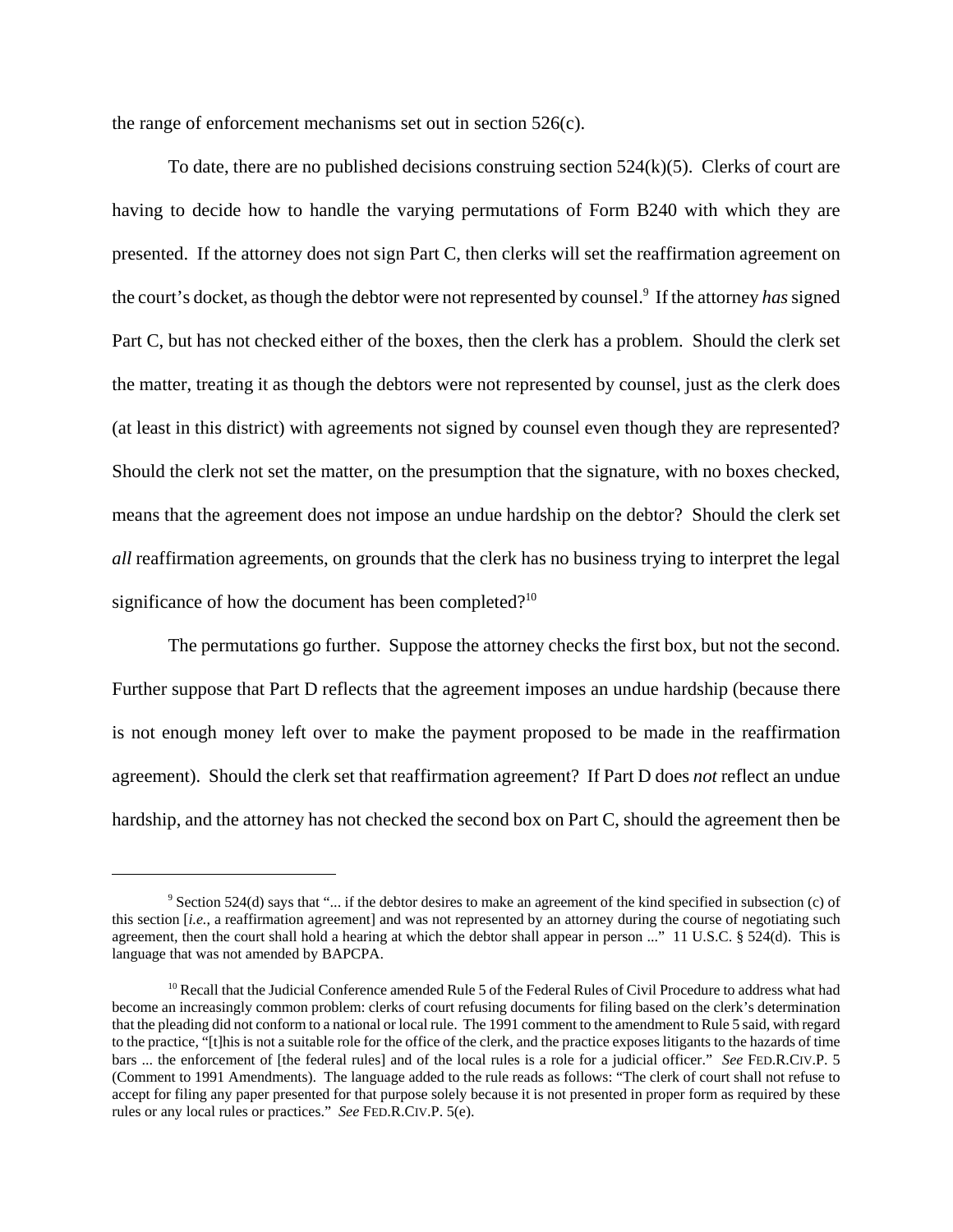the range of enforcement mechanisms set out in section 526(c).

To date, there are no published decisions construing section 524(k)(5). Clerks of court are having to decide how to handle the varying permutations of Form B240 with which they are presented. If the attorney does not sign Part C, then clerks will set the reaffirmation agreement on the court's docket, as though the debtor were not represented by counsel.[9] If the attorney *has* signed Part C, but has not checked either of the boxes, then the clerk has a problem. Should the clerk set the matter, treating it as though the debtors were not represented by counsel, just as the clerk does (at least in this district) with agreements not signed by counsel even though they are represented? Should the clerk not set the matter, on the presumption that the signature, with no boxes checked, means that the agreement does not impose an undue hardship on the debtor? Should the clerk set *all* reaffirmation agreements, on grounds that the clerk has no business trying to interpret the legal significance of how the document has been completed?[10]

The permutations go further. Suppose the attorney checks the first box, but not the second. Further suppose that Part D reflects that the agreement imposes an undue hardship (because there is not enough money left over to make the payment proposed to be made in the reaffirmation agreement). Should the clerk set that reaffirmation agreement? If Part D does *not* reflect an undue hardship, and the attorney has not checked the second box on Part C, should the agreement then be

---

[9] Section 524(d) says that "... if the debtor desires to make an agreement of the kind specified in subsection (c) of this section [*i.e.*, a reaffirmation agreement] and was not represented by an attorney during the course of negotiating such agreement, then the court shall hold a hearing at which the debtor shall appear in person ..." 11 U.S.C. § 524(d). This is language that was not amended by BAPCPA.

[10] Recall that the Judicial Conference amended Rule 5 of the Federal Rules of Civil Procedure to address what had become an increasingly common problem: clerks of court refusing documents for filing based on the clerk's determination that the pleading did not conform to a national or local rule. The 1991 comment to the amendment to Rule 5 said, with regard to the practice, "[t]his is not a suitable role for the office of the clerk, and the practice exposes litigants to the hazards of time bars ... the enforcement of [the federal rules] and of the local rules is a role for a judicial officer." *See* FED.R.CIV.P. 5 (Comment to 1991 Amendments). The language added to the rule reads as follows: "The clerk of court shall not refuse to accept for filing any paper presented for that purpose solely because it is not presented in proper form as required by these rules or any local rules or practices." *See* FED.R.CIV.P. 5(e).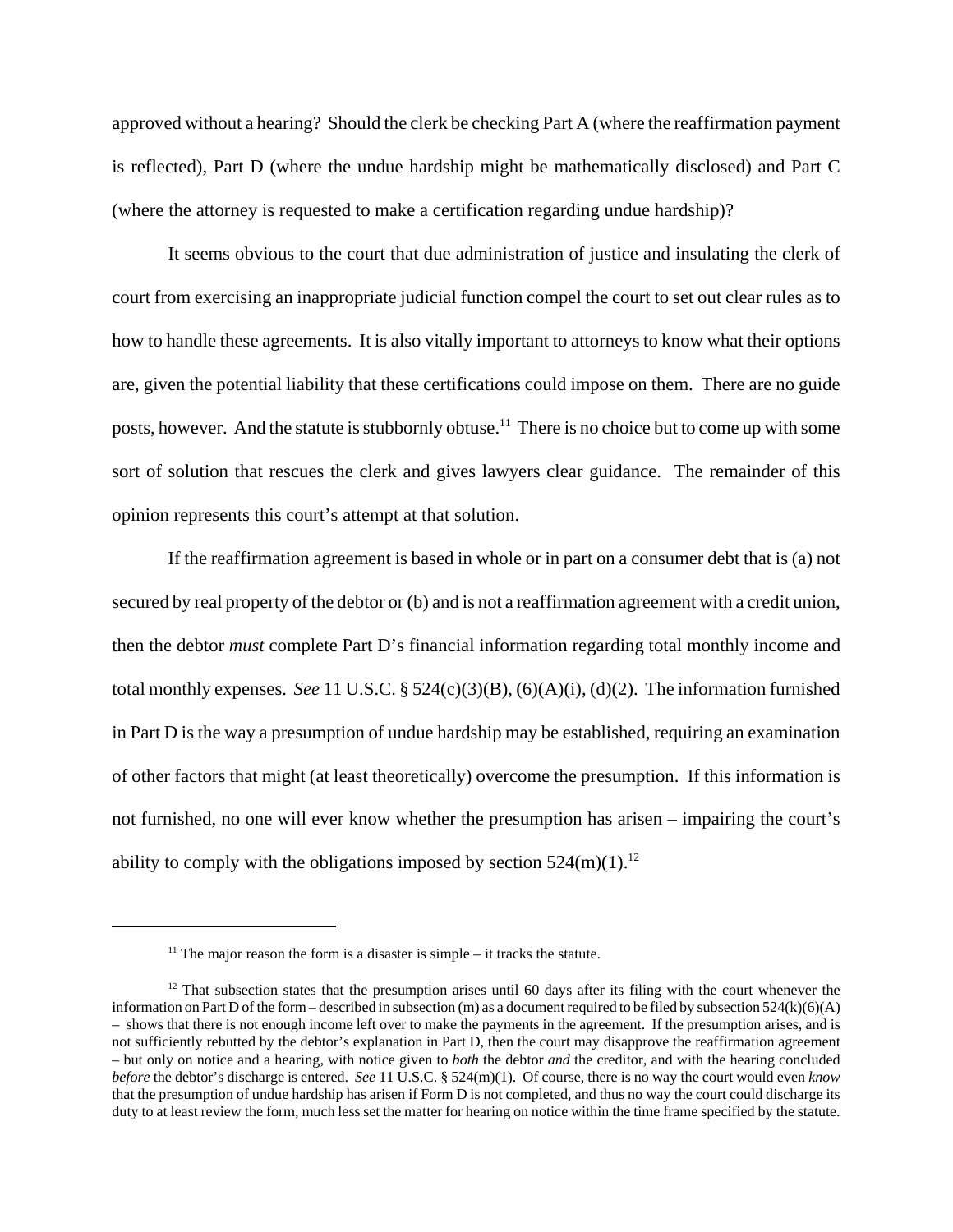approved without a hearing? Should the clerk be checking Part A (where the reaffirmation payment is reflected), Part D (where the undue hardship might be mathematically disclosed) and Part C (where the attorney is requested to make a certification regarding undue hardship)?

It seems obvious to the court that due administration of justice and insulating the clerk of court from exercising an inappropriate judicial function compel the court to set out clear rules as to how to handle these agreements. It is also vitally important to attorneys to know what their options are, given the potential liability that these certifications could impose on them. There are no guide posts, however. And the statute is stubbornly obtuse.[11] There is no choice but to come up with some sort of solution that rescues the clerk and gives lawyers clear guidance. The remainder of this opinion represents this court's attempt at that solution.

If the reaffirmation agreement is based in whole or in part on a consumer debt that is (a) not secured by real property of the debtor or (b) and is not a reaffirmation agreement with a credit union, then the debtor *must* complete Part D's financial information regarding total monthly income and total monthly expenses. *See* 11 U.S.C. § 524(c)(3)(B), (6)(A)(i), (d)(2). The information furnished in Part D is the way a presumption of undue hardship may be established, requiring an examination of other factors that might (at least theoretically) overcome the presumption. If this information is not furnished, no one will ever know whether the presumption has arisen – impairing the court's ability to comply with the obligations imposed by section 524(m)(1).[12]

---

[11] The major reason the form is a disaster is simple – it tracks the statute.

[12] That subsection states that the presumption arises until 60 days after its filing with the court whenever the information on Part D of the form – described in subsection (m) as a document required to be filed by subsection 524(k)(6)(A) – shows that there is not enough income left over to make the payments in the agreement. If the presumption arises, and is not sufficiently rebutted by the debtor's explanation in Part D, then the court may disapprove the reaffirmation agreement – but only on notice and a hearing, with notice given to *both* the debtor *and* the creditor, and with the hearing concluded *before* the debtor's discharge is entered. *See* 11 U.S.C. § 524(m)(1). Of course, there is no way the court would even *know* that the presumption of undue hardship has arisen if Form D is not completed, and thus no way the court could discharge its duty to at least review the form, much less set the matter for hearing on notice within the time frame specified by the statute.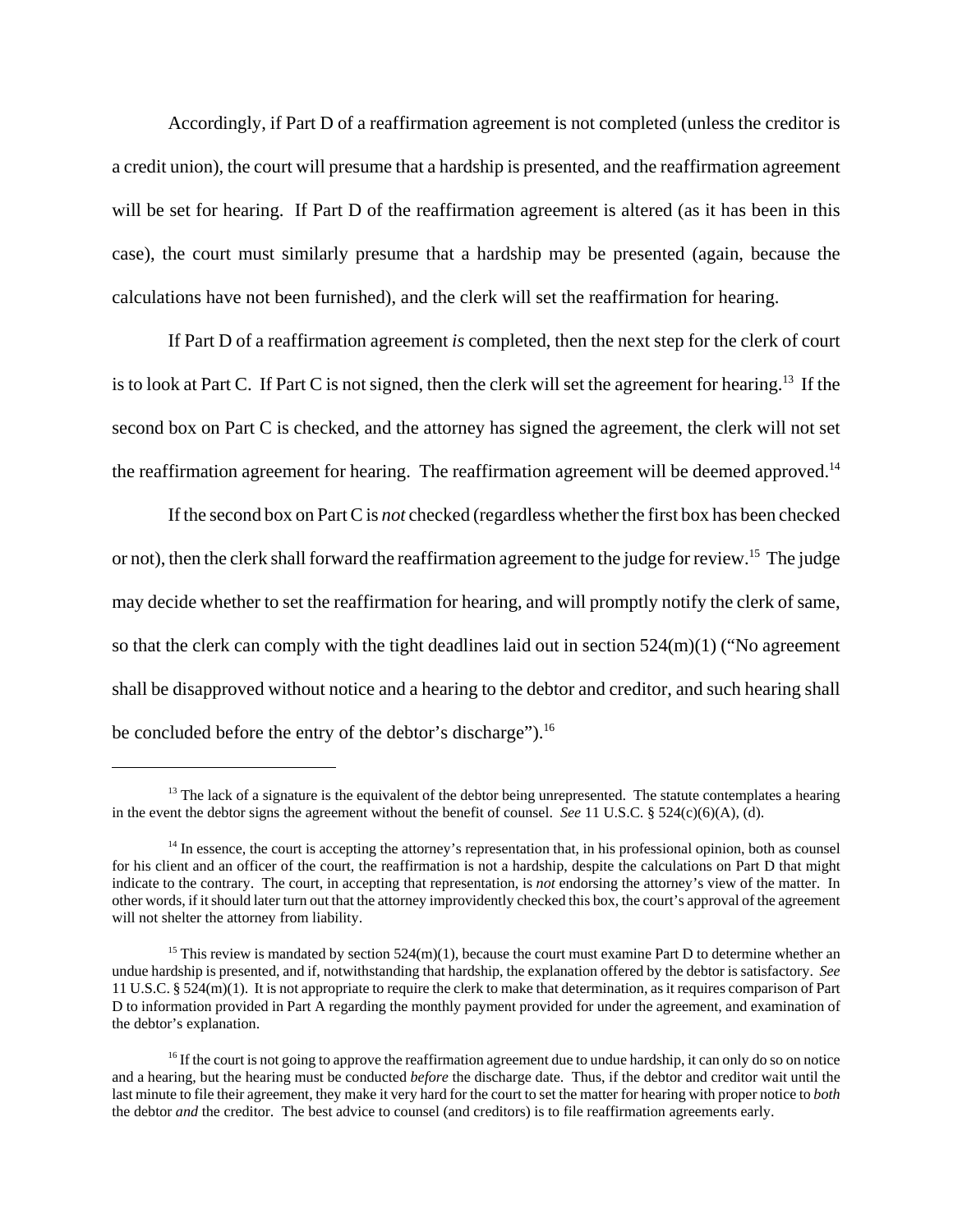Accordingly, if Part D of a reaffirmation agreement is not completed (unless the creditor is a credit union), the court will presume that a hardship is presented, and the reaffirmation agreement will be set for hearing. If Part D of the reaffirmation agreement is altered (as it has been in this case), the court must similarly presume that a hardship may be presented (again, because the calculations have not been furnished), and the clerk will set the reaffirmation for hearing.

If Part D of a reaffirmation agreement *is* completed, then the next step for the clerk of court is to look at Part C. If Part C is not signed, then the clerk will set the agreement for hearing.[13] If the second box on Part C is checked, and the attorney has signed the agreement, the clerk will not set the reaffirmation agreement for hearing. The reaffirmation agreement will be deemed approved.[14]

If the second box on Part C is *not* checked (regardless whether the first box has been checked or not), then the clerk shall forward the reaffirmation agreement to the judge for review.[15] The judge may decide whether to set the reaffirmation for hearing, and will promptly notify the clerk of same, so that the clerk can comply with the tight deadlines laid out in section 524(m)(1) ("No agreement shall be disapproved without notice and a hearing to the debtor and creditor, and such hearing shall be concluded before the entry of the debtor's discharge").[16]

---

[13] The lack of a signature is the equivalent of the debtor being unrepresented. The statute contemplates a hearing in the event the debtor signs the agreement without the benefit of counsel. *See* 11 U.S.C. § 524(c)(6)(A), (d).

[14] In essence, the court is accepting the attorney's representation that, in his professional opinion, both as counsel for his client and an officer of the court, the reaffirmation is not a hardship, despite the calculations on Part D that might indicate to the contrary. The court, in accepting that representation, is *not* endorsing the attorney's view of the matter. In other words, if it should later turn out that the attorney improvidently checked this box, the court's approval of the agreement will not shelter the attorney from liability.

[15] This review is mandated by section 524(m)(1), because the court must examine Part D to determine whether an undue hardship is presented, and if, notwithstanding that hardship, the explanation offered by the debtor is satisfactory. *See* 11 U.S.C. § 524(m)(1). It is not appropriate to require the clerk to make that determination, as it requires comparison of Part D to information provided in Part A regarding the monthly payment provided for under the agreement, and examination of the debtor's explanation.

[16] If the court is not going to approve the reaffirmation agreement due to undue hardship, it can only do so on notice and a hearing, but the hearing must be conducted *before* the discharge date. Thus, if the debtor and creditor wait until the last minute to file their agreement, they make it very hard for the court to set the matter for hearing with proper notice to *both* the debtor *and* the creditor. The best advice to counsel (and creditors) is to file reaffirmation agreements early.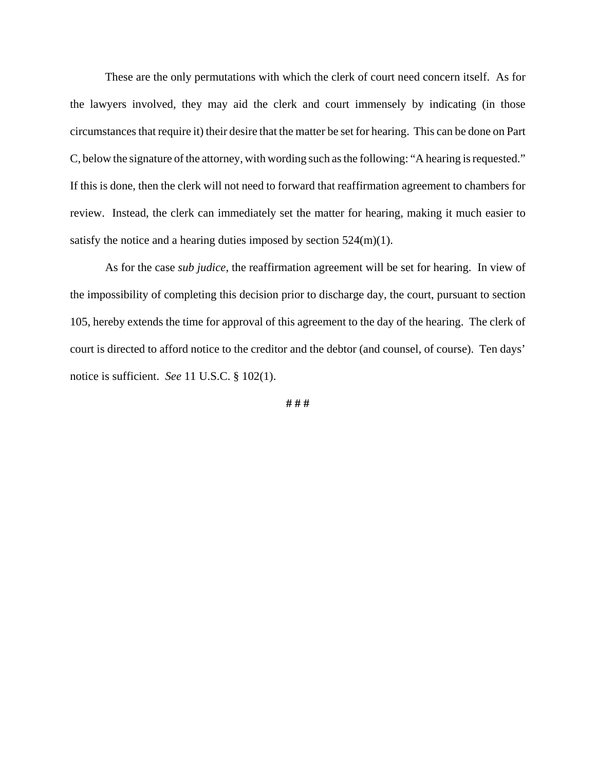These are the only permutations with which the clerk of court need concern itself. As for the lawyers involved, they may aid the clerk and court immensely by indicating (in those circumstances that require it) their desire that the matter be set for hearing. This can be done on Part C, below the signature of the attorney, with wording such as the following: "A hearing is requested." If this is done, then the clerk will not need to forward that reaffirmation agreement to chambers for review. Instead, the clerk can immediately set the matter for hearing, making it much easier to satisfy the notice and a hearing duties imposed by section 524(m)(1).

As for the case *sub judice*, the reaffirmation agreement will be set for hearing. In view of the impossibility of completing this decision prior to discharge day, the court, pursuant to section 105, hereby extends the time for approval of this agreement to the day of the hearing. The clerk of court is directed to afford notice to the creditor and the debtor (and counsel, of course). Ten days' notice is sufficient. *See* 11 U.S.C. § 102(1).

# # #